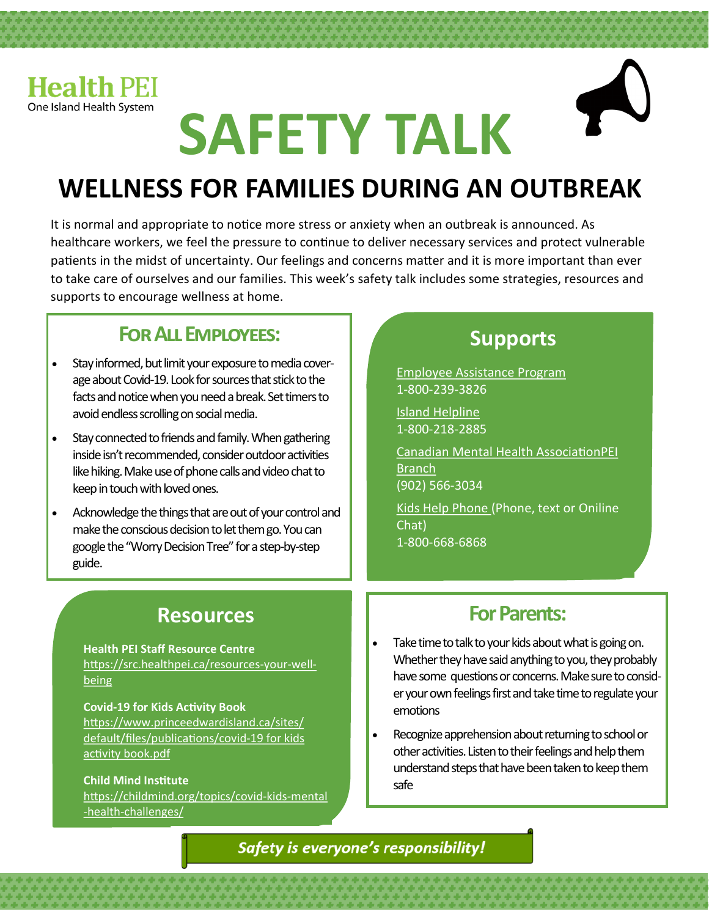Health PEI
One Island Health System

# SAFETY TALK

## WELLNESS FOR FAMILIES DURING AN OUTBREAK

It is normal and appropriate to notice more stress or anxiety when an outbreak is announced. As healthcare workers, we feel the pressure to continue to deliver necessary services and protect vulnerable patients in the midst of uncertainty. Our feelings and concerns matter and it is more important than ever to take care of ourselves and our families. This week's safety talk includes some strategies, resources and supports to encourage wellness at home.

### For All Employees:

- Stay informed, but limit your exposure to media coverage about Covid-19. Look for sources that stick to the facts and notice when you need a break. Set timers to avoid endless scrolling on social media.
- Stay connected to friends and family. When gathering inside isn't recommended, consider outdoor activities like hiking. Make use of phone calls and video chat to keep in touch with loved ones.
- Acknowledge the things that are out of your control and make the conscious decision to let them go. You can google the "Worry Decision Tree" for a step-by-step guide.

### Supports

Employee Assistance Program
1-800-239-3826

Island Helpline
1-800-218-2885

Canadian Mental Health AssociationPEI Branch
(902) 566-3034

Kids Help Phone (Phone, text or Oniline Chat)
1-800-668-6868

### Resources

**Health PEI Staff Resource Centre**
https://src.healthpei.ca/resources-your-well-being

**Covid-19 for Kids Activity Book**
https://www.princeedwardisland.ca/sites/default/files/publications/covid-19 for kids activity book.pdf

**Child Mind Institute**
https://childmind.org/topics/covid-kids-mental-health-challenges/

### For Parents:

- Take time to talk to your kids about what is going on. Whether they have said anything to you, they probably have some questions or concerns. Make sure to consider your own feelings first and take time to regulate your emotions
- Recognize apprehension about returning to school or other activities. Listen to their feelings and help them understand steps that have been taken to keep them safe

***Safety is everyone's responsibility!***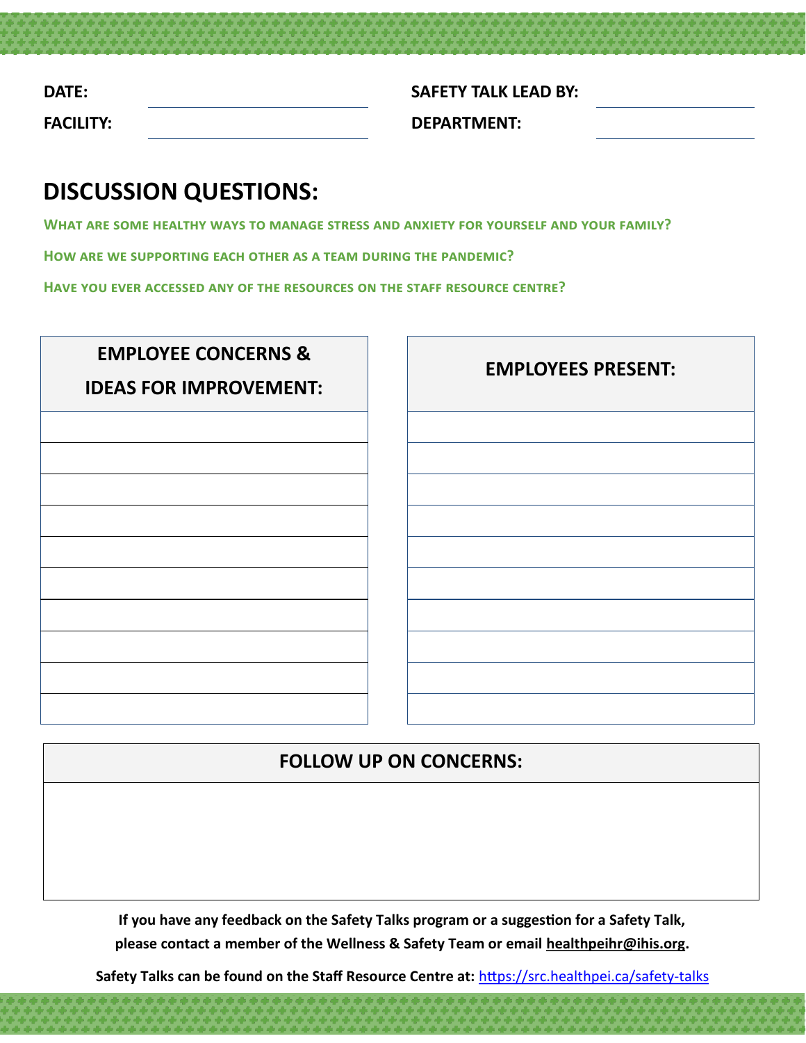| | | | |
|---|---|---|---|
| **DATE:** | | **SAFETY TALK LEAD BY:** | |
| **FACILITY:** | | **DEPARTMENT:** | |

## DISCUSSION QUESTIONS:

**WHAT ARE SOME HEALTHY WAYS TO MANAGE STRESS AND ANXIETY FOR YOURSELF AND YOUR FAMILY?**

**HOW ARE WE SUPPORTING EACH OTHER AS A TEAM DURING THE PANDEMIC?**

**HAVE YOU EVER ACCESSED ANY OF THE RESOURCES ON THE STAFF RESOURCE CENTRE?**

| EMPLOYEE CONCERNS & IDEAS FOR IMPROVEMENT: |
|---|
| |
| |
| |
| |
| |
| |
| |
| |
| |
| |

| EMPLOYEES PRESENT: |
|---|
| |
| |
| |
| |
| |
| |
| |
| |
| |
| |

| FOLLOW UP ON CONCERNS: |
|---|
| |

**If you have any feedback on the Safety Talks program or a suggestion for a Safety Talk, please contact a member of the Wellness & Safety Team or email healthpeihr@ihis.org.**

**Safety Talks can be found on the Staff Resource Centre at:** https://src.healthpei.ca/safety-talks